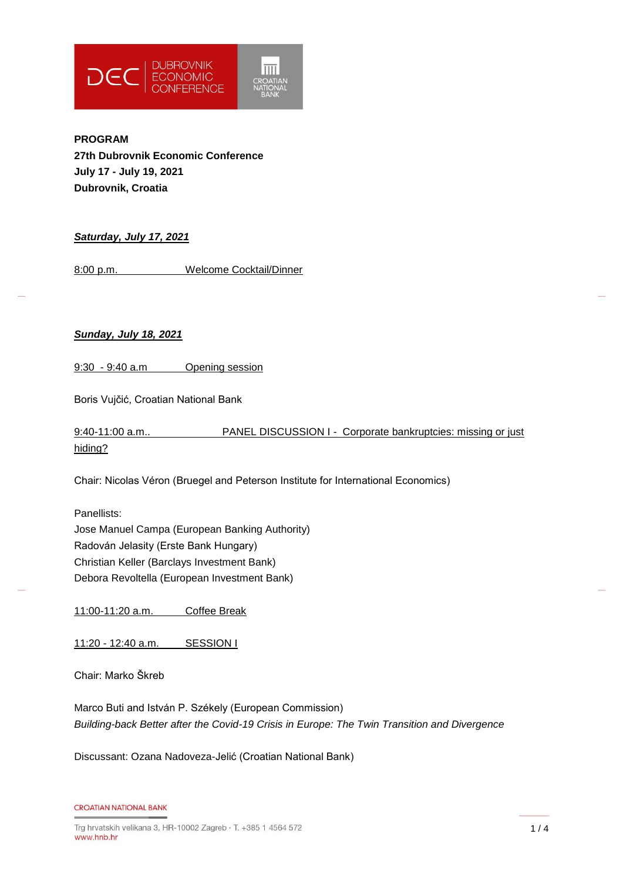DUBROVNIK ECONOMIC CONFERENCE

CROATIAN NATIONAL BANK

**PROGRAM**
**27th Dubrovnik Economic Conference**
**July 17 - July 19, 2021**
**Dubrovnik, Croatia**

## ***Saturday, July 17, 2021***

8:00 p.m. Welcome Cocktail/Dinner

## ***Sunday, July 18, 2021***

9:30 - 9:40 a.m Opening session

Boris Vujčić, Croatian National Bank

9:40-11:00 a.m.. PANEL DISCUSSION I - Corporate bankruptcies: missing or just hiding?

Chair: Nicolas Véron (Bruegel and Peterson Institute for International Economics)

Panellists:
Jose Manuel Campa (European Banking Authority)
Radován Jelasity (Erste Bank Hungary)
Christian Keller (Barclays Investment Bank)
Debora Revoltella (European Investment Bank)

11:00-11:20 a.m. Coffee Break

11:20 - 12:40 a.m. SESSION I

Chair: Marko Škreb

Marco Buti and István P. Székely (European Commission)
*Building-back Better after the Covid-19 Crisis in Europe: The Twin Transition and Divergence*

Discussant: Ozana Nadoveza-Jelić (Croatian National Bank)

CROATIAN NATIONAL BANK
Trg hrvatskih velikana 3, HR-10002 Zagreb · T. +385 1 4564 572
www.hnb.hr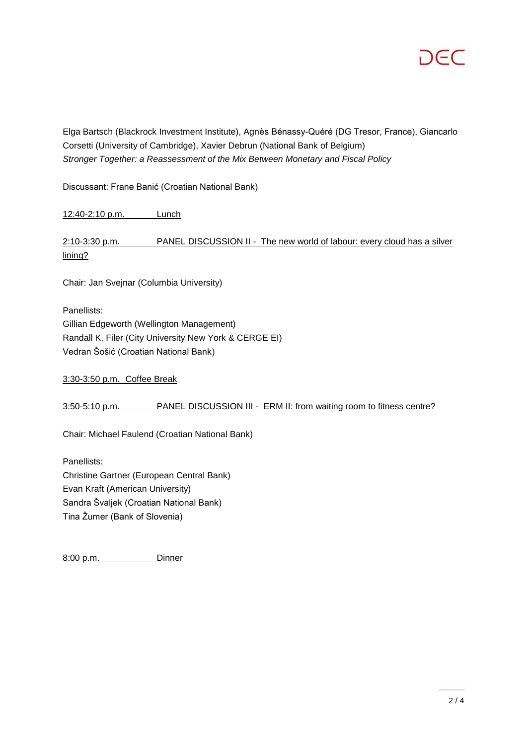Elga Bartsch (Blackrock Investment Institute), Agnès Bénassy-Quéré (DG Tresor, France), Giancarlo Corsetti (University of Cambridge), Xavier Debrun (National Bank of Belgium)
*Stronger Together: a Reassessment of the Mix Between Monetary and Fiscal Policy*

Discussant: Frane Banić (Croatian National Bank)

12:40-2:10 p.m. Lunch

2:10-3:30 p.m. PANEL DISCUSSION II - The new world of labour: every cloud has a silver lining?

Chair: Jan Svejnar (Columbia University)

Panellists:
Gillian Edgeworth (Wellington Management)
Randall K. Filer (City University New York & CERGE EI)
Vedran Šošić (Croatian National Bank)

3:30-3:50 p.m. Coffee Break

3:50-5:10 p.m. PANEL DISCUSSION III - ERM II: from waiting room to fitness centre?

Chair: Michael Faulend (Croatian National Bank)

Panellists:
Christine Gartner (European Central Bank)
Evan Kraft (American University)
Sandra Švaljek (Croatian National Bank)
Tina Žumer (Bank of Slovenia)

8:00 p.m. Dinner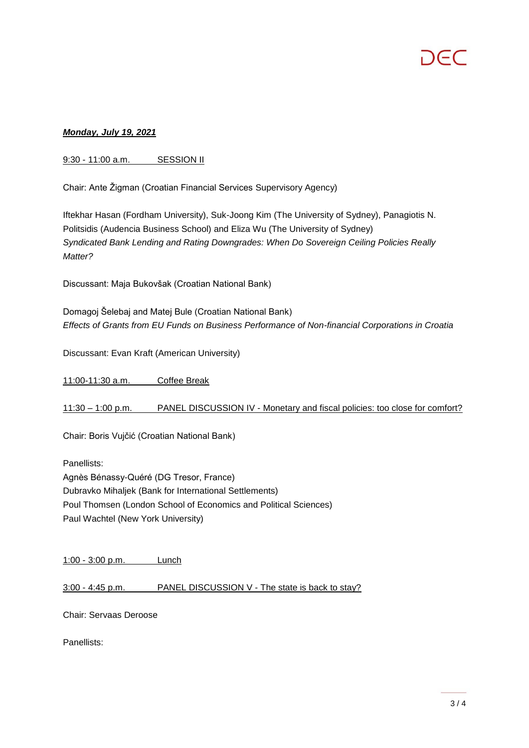***Monday, July 19, 2021***

9:30 - 11:00 a.m. SESSION II

Chair: Ante Žigman (Croatian Financial Services Supervisory Agency)

Iftekhar Hasan (Fordham University), Suk-Joong Kim (The University of Sydney), Panagiotis N. Politsidis (Audencia Business School) and Eliza Wu (The University of Sydney)
*Syndicated Bank Lending and Rating Downgrades: When Do Sovereign Ceiling Policies Really Matter?*

Discussant: Maja Bukovšak (Croatian National Bank)

Domagoj Šelebaj and Matej Bule (Croatian National Bank)
*Effects of Grants from EU Funds on Business Performance of Non-financial Corporations in Croatia*

Discussant: Evan Kraft (American University)

11:00-11:30 a.m. Coffee Break

11:30 – 1:00 p.m. PANEL DISCUSSION IV - Monetary and fiscal policies: too close for comfort?

Chair: Boris Vujčić (Croatian National Bank)

Panellists:
Agnès Bénassy-Quéré (DG Tresor, France)
Dubravko Mihaljek (Bank for International Settlements)
Poul Thomsen (London School of Economics and Political Sciences)
Paul Wachtel (New York University)

1:00 - 3:00 p.m. Lunch

3:00 - 4:45 p.m. PANEL DISCUSSION V - The state is back to stay?

Chair: Servaas Deroose

Panellists: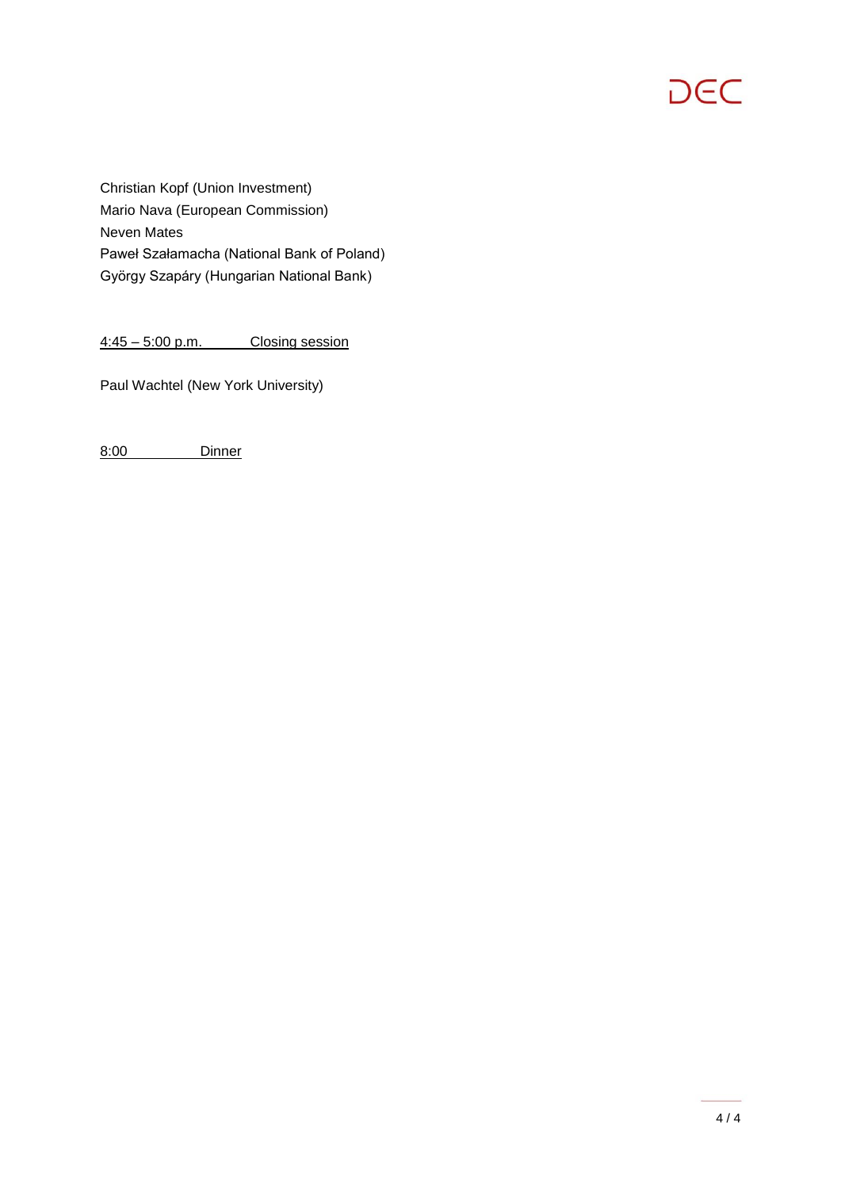Christian Kopf (Union Investment)
Mario Nava (European Commission)
Neven Mates
Paweł Szałamacha (National Bank of Poland)
György Szapáry (Hungarian National Bank)

4:45 – 5:00 p.m. Closing session

Paul Wachtel (New York University)

8:00 Dinner